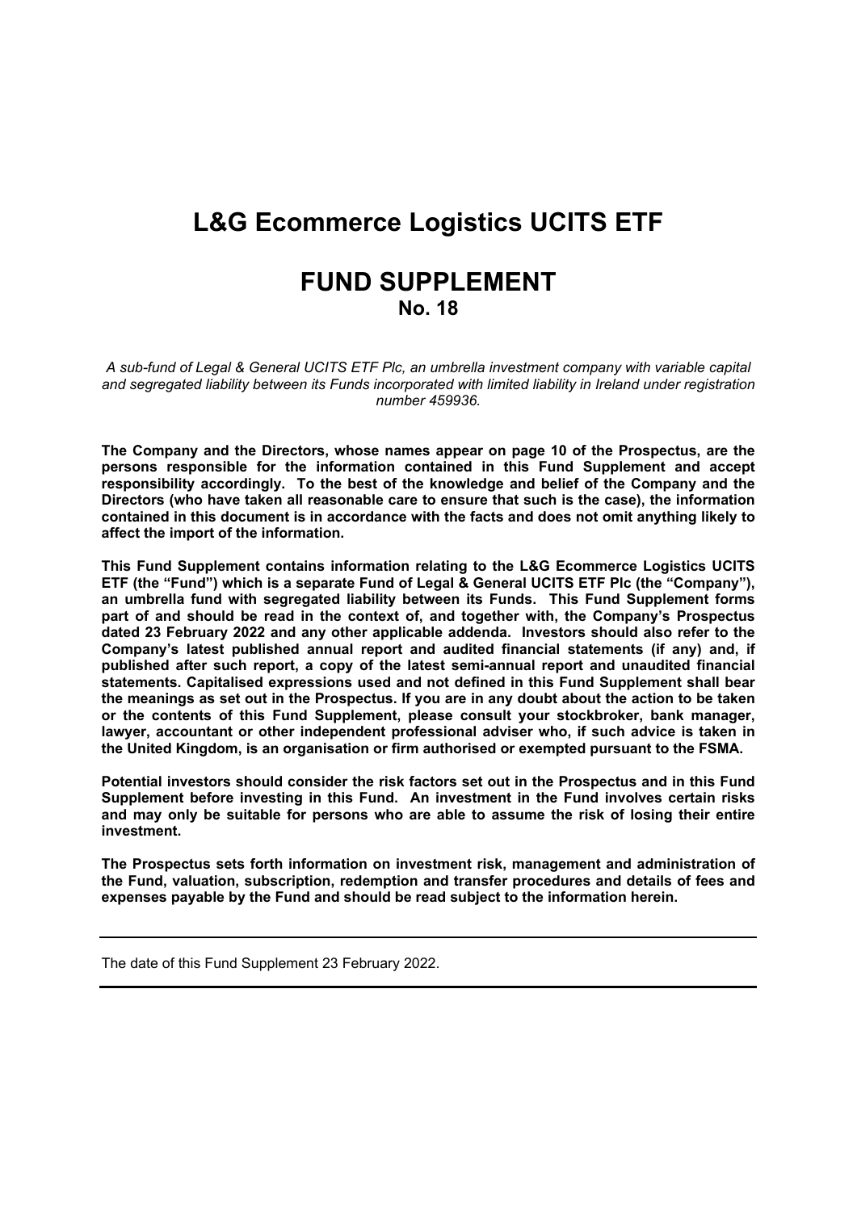# L&G Ecommerce Logistics UCITS ETF

## FUND SUPPLEMENT

### No. 18

*A sub-fund of Legal & General UCITS ETF Plc, an umbrella investment company with variable capital and segregated liability between its Funds incorporated with limited liability in Ireland under registration number 459936.*

**The Company and the Directors, whose names appear on page 10 of the Prospectus, are the persons responsible for the information contained in this Fund Supplement and accept responsibility accordingly. To the best of the knowledge and belief of the Company and the Directors (who have taken all reasonable care to ensure that such is the case), the information contained in this document is in accordance with the facts and does not omit anything likely to affect the import of the information.**

**This Fund Supplement contains information relating to the L&G Ecommerce Logistics UCITS ETF (the "Fund") which is a separate Fund of Legal & General UCITS ETF Plc (the "Company"), an umbrella fund with segregated liability between its Funds. This Fund Supplement forms part of and should be read in the context of, and together with, the Company's Prospectus dated 23 February 2022 and any other applicable addenda. Investors should also refer to the Company's latest published annual report and audited financial statements (if any) and, if published after such report, a copy of the latest semi-annual report and unaudited financial statements. Capitalised expressions used and not defined in this Fund Supplement shall bear the meanings as set out in the Prospectus. If you are in any doubt about the action to be taken or the contents of this Fund Supplement, please consult your stockbroker, bank manager, lawyer, accountant or other independent professional adviser who, if such advice is taken in the United Kingdom, is an organisation or firm authorised or exempted pursuant to the FSMA.**

**Potential investors should consider the risk factors set out in the Prospectus and in this Fund Supplement before investing in this Fund. An investment in the Fund involves certain risks and may only be suitable for persons who are able to assume the risk of losing their entire investment.**

**The Prospectus sets forth information on investment risk, management and administration of the Fund, valuation, subscription, redemption and transfer procedures and details of fees and expenses payable by the Fund and should be read subject to the information herein.**

---

The date of this Fund Supplement 23 February 2022.

---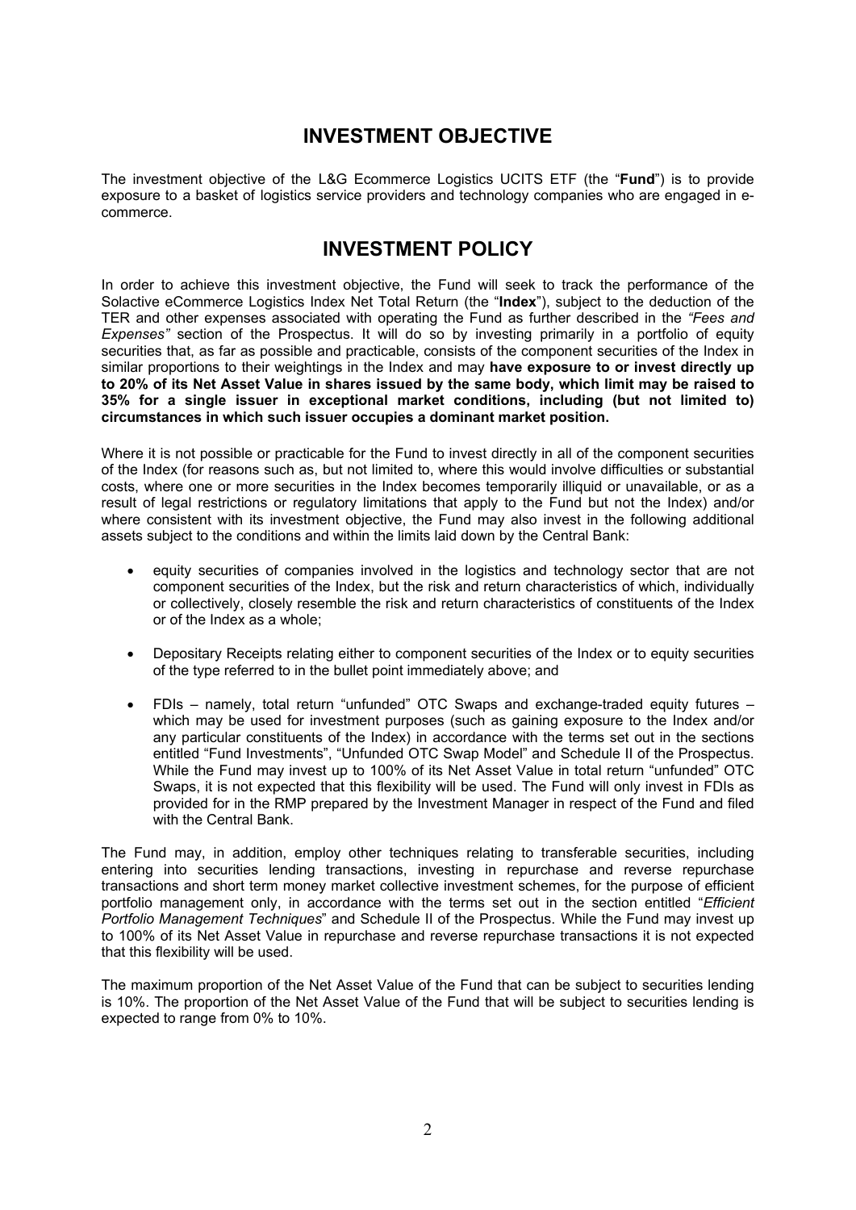## INVESTMENT OBJECTIVE

The investment objective of the L&G Ecommerce Logistics UCITS ETF (the "**Fund**") is to provide exposure to a basket of logistics service providers and technology companies who are engaged in e-commerce.

## INVESTMENT POLICY

In order to achieve this investment objective, the Fund will seek to track the performance of the Solactive eCommerce Logistics Index Net Total Return (the "**Index**"), subject to the deduction of the TER and other expenses associated with operating the Fund as further described in the *"Fees and Expenses"* section of the Prospectus. It will do so by investing primarily in a portfolio of equity securities that, as far as possible and practicable, consists of the component securities of the Index in similar proportions to their weightings in the Index and may **have exposure to or invest directly up to 20% of its Net Asset Value in shares issued by the same body, which limit may be raised to 35% for a single issuer in exceptional market conditions, including (but not limited to) circumstances in which such issuer occupies a dominant market position.**

Where it is not possible or practicable for the Fund to invest directly in all of the component securities of the Index (for reasons such as, but not limited to, where this would involve difficulties or substantial costs, where one or more securities in the Index becomes temporarily illiquid or unavailable, or as a result of legal restrictions or regulatory limitations that apply to the Fund but not the Index) and/or where consistent with its investment objective, the Fund may also invest in the following additional assets subject to the conditions and within the limits laid down by the Central Bank:

- equity securities of companies involved in the logistics and technology sector that are not component securities of the Index, but the risk and return characteristics of which, individually or collectively, closely resemble the risk and return characteristics of constituents of the Index or of the Index as a whole;
- Depositary Receipts relating either to component securities of the Index or to equity securities of the type referred to in the bullet point immediately above; and
- FDIs – namely, total return "unfunded" OTC Swaps and exchange-traded equity futures – which may be used for investment purposes (such as gaining exposure to the Index and/or any particular constituents of the Index) in accordance with the terms set out in the sections entitled "Fund Investments", "Unfunded OTC Swap Model" and Schedule II of the Prospectus. While the Fund may invest up to 100% of its Net Asset Value in total return "unfunded" OTC Swaps, it is not expected that this flexibility will be used. The Fund will only invest in FDIs as provided for in the RMP prepared by the Investment Manager in respect of the Fund and filed with the Central Bank.

The Fund may, in addition, employ other techniques relating to transferable securities, including entering into securities lending transactions, investing in repurchase and reverse repurchase transactions and short term money market collective investment schemes, for the purpose of efficient portfolio management only, in accordance with the terms set out in the section entitled "*Efficient Portfolio Management Techniques*" and Schedule II of the Prospectus. While the Fund may invest up to 100% of its Net Asset Value in repurchase and reverse repurchase transactions it is not expected that this flexibility will be used.

The maximum proportion of the Net Asset Value of the Fund that can be subject to securities lending is 10%. The proportion of the Net Asset Value of the Fund that will be subject to securities lending is expected to range from 0% to 10%.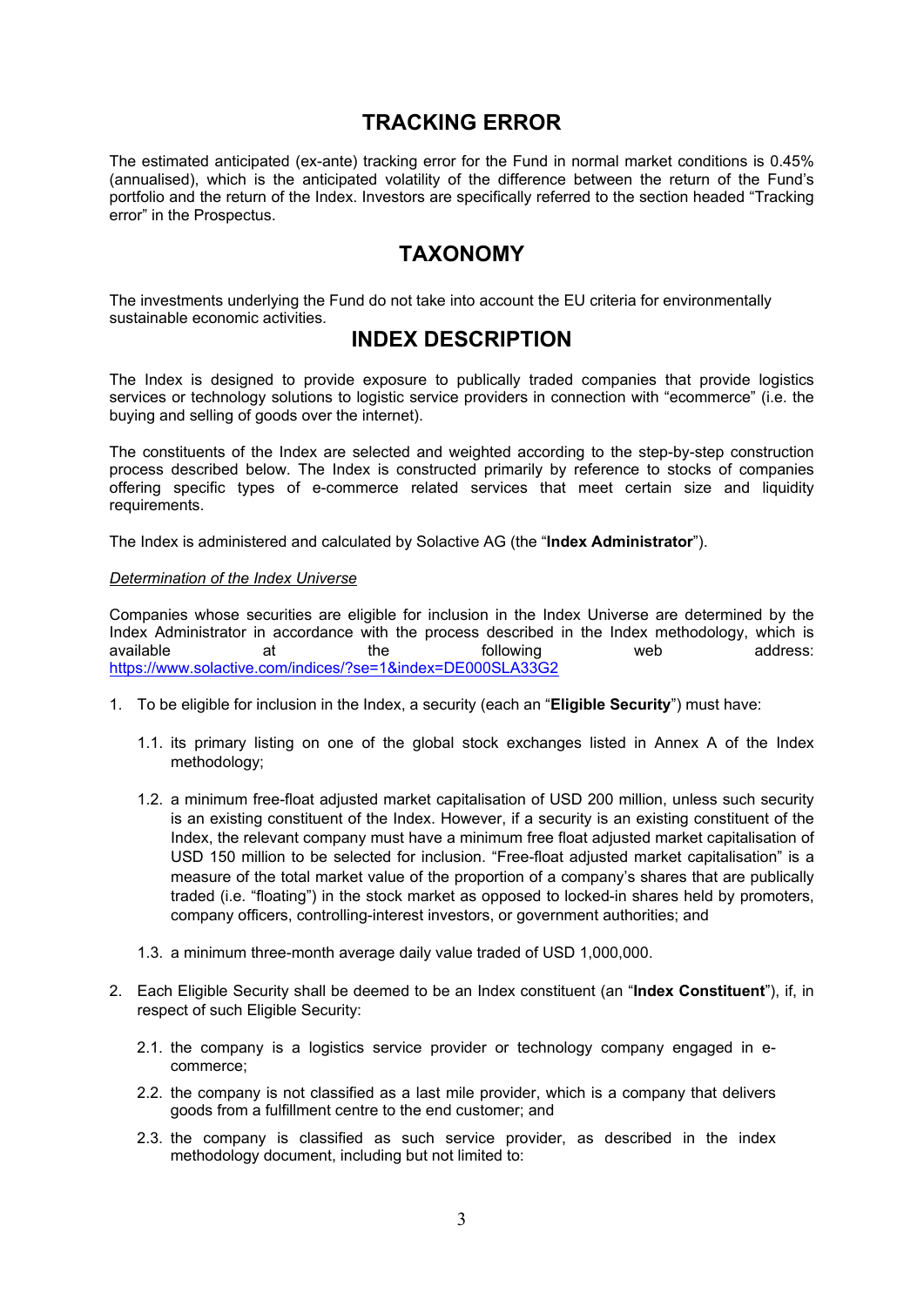## TRACKING ERROR

The estimated anticipated (ex-ante) tracking error for the Fund in normal market conditions is 0.45% (annualised), which is the anticipated volatility of the difference between the return of the Fund's portfolio and the return of the Index. Investors are specifically referred to the section headed "Tracking error" in the Prospectus.

## TAXONOMY

The investments underlying the Fund do not take into account the EU criteria for environmentally sustainable economic activities.

## INDEX DESCRIPTION

The Index is designed to provide exposure to publically traded companies that provide logistics services or technology solutions to logistic service providers in connection with "ecommerce" (i.e. the buying and selling of goods over the internet).

The constituents of the Index are selected and weighted according to the step-by-step construction process described below. The Index is constructed primarily by reference to stocks of companies offering specific types of e-commerce related services that meet certain size and liquidity requirements.

The Index is administered and calculated by Solactive AG (the "**Index Administrator**").

*Determination of the Index Universe*

Companies whose securities are eligible for inclusion in the Index Universe are determined by the Index Administrator in accordance with the process described in the Index methodology, which is available at the following web address: https://www.solactive.com/indices/?se=1&index=DE000SLA33G2

1. To be eligible for inclusion in the Index, a security (each an "**Eligible Security**") must have:

   1.1. its primary listing on one of the global stock exchanges listed in Annex A of the Index methodology;

   1.2. a minimum free-float adjusted market capitalisation of USD 200 million, unless such security is an existing constituent of the Index. However, if a security is an existing constituent of the Index, the relevant company must have a minimum free float adjusted market capitalisation of USD 150 million to be selected for inclusion. "Free-float adjusted market capitalisation" is a measure of the total market value of the proportion of a company's shares that are publically traded (i.e. "floating") in the stock market as opposed to locked-in shares held by promoters, company officers, controlling-interest investors, or government authorities; and

   1.3. a minimum three-month average daily value traded of USD 1,000,000.

2. Each Eligible Security shall be deemed to be an Index constituent (an "**Index Constituent**"), if, in respect of such Eligible Security:

   2.1. the company is a logistics service provider or technology company engaged in e-commerce;

   2.2. the company is not classified as a last mile provider, which is a company that delivers goods from a fulfillment centre to the end customer; and

   2.3. the company is classified as such service provider, as described in the index methodology document, including but not limited to: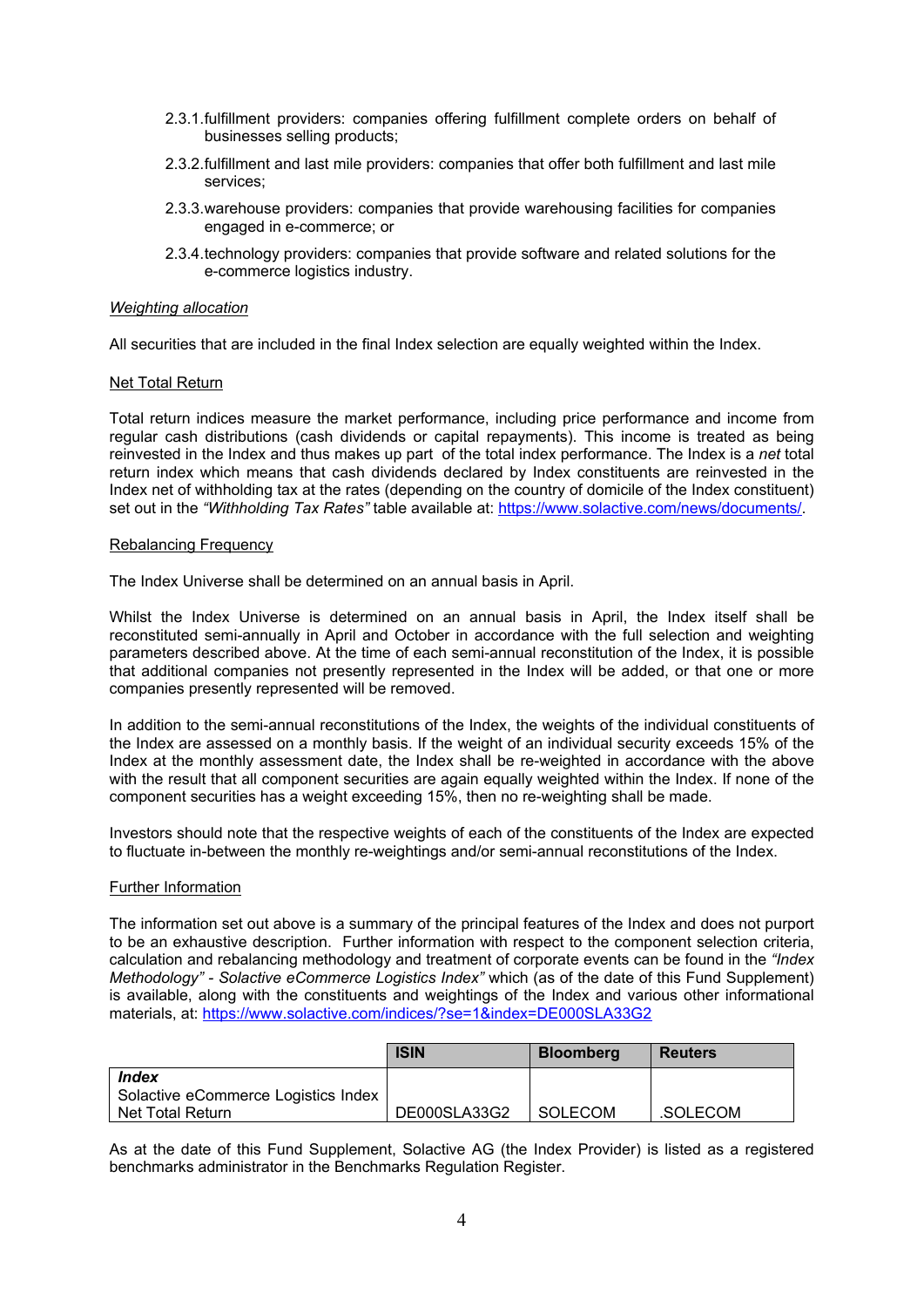2.3.1. fulfillment providers: companies offering fulfillment complete orders on behalf of businesses selling products;

2.3.2. fulfillment and last mile providers: companies that offer both fulfillment and last mile services;

2.3.3. warehouse providers: companies that provide warehousing facilities for companies engaged in e-commerce; or

2.3.4. technology providers: companies that provide software and related solutions for the e-commerce logistics industry.

*Weighting allocation*

All securities that are included in the final Index selection are equally weighted within the Index.

Net Total Return

Total return indices measure the market performance, including price performance and income from regular cash distributions (cash dividends or capital repayments). This income is treated as being reinvested in the Index and thus makes up part of the total index performance. The Index is a *net* total return index which means that cash dividends declared by Index constituents are reinvested in the Index net of withholding tax at the rates (depending on the country of domicile of the Index constituent) set out in the *"Withholding Tax Rates"* table available at: https://www.solactive.com/news/documents/.

Rebalancing Frequency

The Index Universe shall be determined on an annual basis in April.

Whilst the Index Universe is determined on an annual basis in April, the Index itself shall be reconstituted semi-annually in April and October in accordance with the full selection and weighting parameters described above. At the time of each semi-annual reconstitution of the Index, it is possible that additional companies not presently represented in the Index will be added, or that one or more companies presently represented will be removed.

In addition to the semi-annual reconstitutions of the Index, the weights of the individual constituents of the Index are assessed on a monthly basis. If the weight of an individual security exceeds 15% of the Index at the monthly assessment date, the Index shall be re-weighted in accordance with the above with the result that all component securities are again equally weighted within the Index. If none of the component securities has a weight exceeding 15%, then no re-weighting shall be made.

Investors should note that the respective weights of each of the constituents of the Index are expected to fluctuate in-between the monthly re-weightings and/or semi-annual reconstitutions of the Index.

Further Information

The information set out above is a summary of the principal features of the Index and does not purport to be an exhaustive description. Further information with respect to the component selection criteria, calculation and rebalancing methodology and treatment of corporate events can be found in the *"Index Methodology" - Solactive eCommerce Logistics Index"* which (as of the date of this Fund Supplement) is available, along with the constituents and weightings of the Index and various other informational materials, at: https://www.solactive.com/indices/?se=1&index=DE000SLA33G2

| | ISIN | Bloomberg | Reuters |
|---|---|---|---|
| ***Index*** Solactive eCommerce Logistics Index Net Total Return | DE000SLA33G2 | SOLECOM | .SOLECOM |

As at the date of this Fund Supplement, Solactive AG (the Index Provider) is listed as a registered benchmarks administrator in the Benchmarks Regulation Register.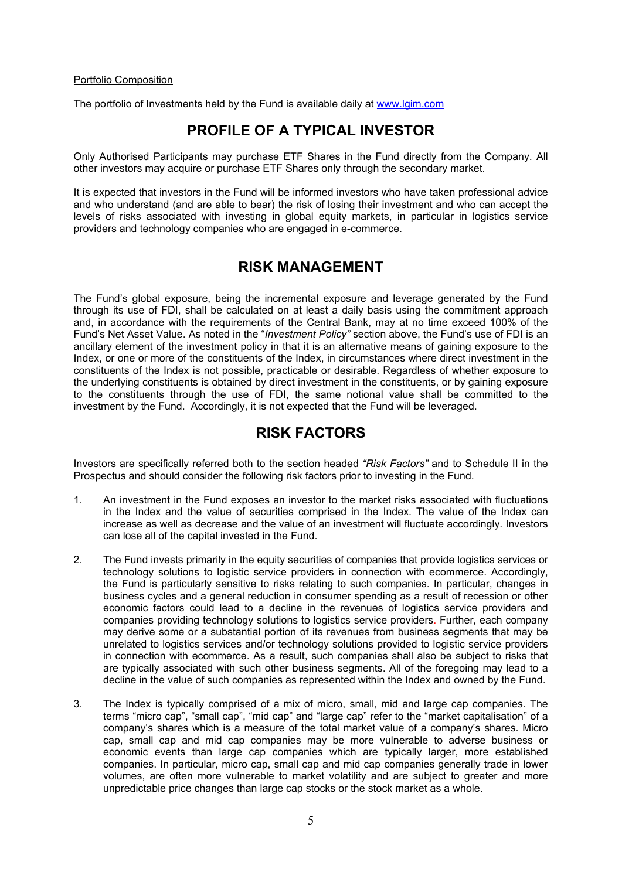Portfolio Composition

The portfolio of Investments held by the Fund is available daily at www.lgim.com

## PROFILE OF A TYPICAL INVESTOR

Only Authorised Participants may purchase ETF Shares in the Fund directly from the Company. All other investors may acquire or purchase ETF Shares only through the secondary market.

It is expected that investors in the Fund will be informed investors who have taken professional advice and who understand (and are able to bear) the risk of losing their investment and who can accept the levels of risks associated with investing in global equity markets, in particular in logistics service providers and technology companies who are engaged in e-commerce.

## RISK MANAGEMENT

The Fund's global exposure, being the incremental exposure and leverage generated by the Fund through its use of FDI, shall be calculated on at least a daily basis using the commitment approach and, in accordance with the requirements of the Central Bank, may at no time exceed 100% of the Fund's Net Asset Value. As noted in the "*Investment Policy"* section above, the Fund's use of FDI is an ancillary element of the investment policy in that it is an alternative means of gaining exposure to the Index, or one or more of the constituents of the Index, in circumstances where direct investment in the constituents of the Index is not possible, practicable or desirable. Regardless of whether exposure to the underlying constituents is obtained by direct investment in the constituents, or by gaining exposure to the constituents through the use of FDI, the same notional value shall be committed to the investment by the Fund. Accordingly, it is not expected that the Fund will be leveraged.

## RISK FACTORS

Investors are specifically referred both to the section headed *"Risk Factors"* and to Schedule II in the Prospectus and should consider the following risk factors prior to investing in the Fund.

1. An investment in the Fund exposes an investor to the market risks associated with fluctuations in the Index and the value of securities comprised in the Index. The value of the Index can increase as well as decrease and the value of an investment will fluctuate accordingly. Investors can lose all of the capital invested in the Fund.

2. The Fund invests primarily in the equity securities of companies that provide logistics services or technology solutions to logistic service providers in connection with ecommerce. Accordingly, the Fund is particularly sensitive to risks relating to such companies. In particular, changes in business cycles and a general reduction in consumer spending as a result of recession or other economic factors could lead to a decline in the revenues of logistics service providers and companies providing technology solutions to logistics service providers. Further, each company may derive some or a substantial portion of its revenues from business segments that may be unrelated to logistics services and/or technology solutions provided to logistic service providers in connection with ecommerce. As a result, such companies shall also be subject to risks that are typically associated with such other business segments. All of the foregoing may lead to a decline in the value of such companies as represented within the Index and owned by the Fund.

3. The Index is typically comprised of a mix of micro, small, mid and large cap companies. The terms "micro cap", "small cap", "mid cap" and "large cap" refer to the "market capitalisation" of a company's shares which is a measure of the total market value of a company's shares. Micro cap, small cap and mid cap companies may be more vulnerable to adverse business or economic events than large cap companies which are typically larger, more established companies. In particular, micro cap, small cap and mid cap companies generally trade in lower volumes, are often more vulnerable to market volatility and are subject to greater and more unpredictable price changes than large cap stocks or the stock market as a whole.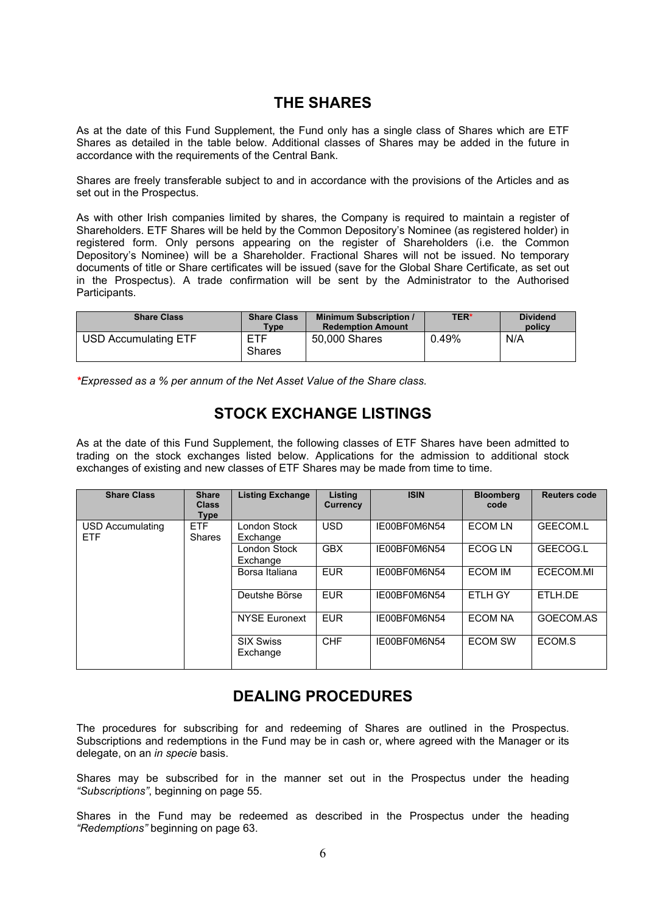## THE SHARES

As at the date of this Fund Supplement, the Fund only has a single class of Shares which are ETF Shares as detailed in the table below. Additional classes of Shares may be added in the future in accordance with the requirements of the Central Bank.

Shares are freely transferable subject to and in accordance with the provisions of the Articles and as set out in the Prospectus.

As with other Irish companies limited by shares, the Company is required to maintain a register of Shareholders. ETF Shares will be held by the Common Depository's Nominee (as registered holder) in registered form. Only persons appearing on the register of Shareholders (i.e. the Common Depository's Nominee) will be a Shareholder. Fractional Shares will not be issued. No temporary documents of title or Share certificates will be issued (save for the Global Share Certificate, as set out in the Prospectus). A trade confirmation will be sent by the Administrator to the Authorised Participants.

| Share Class | Share Class Type | Minimum Subscription / Redemption Amount | TER* | Dividend policy |
|---|---|---|---|---|
| USD Accumulating ETF | ETF Shares | 50,000 Shares | 0.49% | N/A |

*\*Expressed as a % per annum of the Net Asset Value of the Share class.*

## STOCK EXCHANGE LISTINGS

As at the date of this Fund Supplement, the following classes of ETF Shares have been admitted to trading on the stock exchanges listed below. Applications for the admission to additional stock exchanges of existing and new classes of ETF Shares may be made from time to time.

| Share Class | Share Class Type | Listing Exchange | Listing Currency | ISIN | Bloomberg code | Reuters code |
|---|---|---|---|---|---|---|
| USD Accumulating ETF | ETF Shares | London Stock Exchange | USD | IE00BF0M6N54 | ECOM LN | GEECOM.L |
| | | London Stock Exchange | GBX | IE00BF0M6N54 | ECOG LN | GEECOG.L |
| | | Borsa Italiana | EUR | IE00BF0M6N54 | ECOM IM | ECECOM.MI |
| | | Deutshe Börse | EUR | IE00BF0M6N54 | ETLH GY | ETLH.DE |
| | | NYSE Euronext | EUR | IE00BF0M6N54 | ECOM NA | GOECOM.AS |
| | | SIX Swiss Exchange | CHF | IE00BF0M6N54 | ECOM SW | ECOM.S |

## DEALING PROCEDURES

The procedures for subscribing for and redeeming of Shares are outlined in the Prospectus. Subscriptions and redemptions in the Fund may be in cash or, where agreed with the Manager or its delegate, on an *in specie* basis.

Shares may be subscribed for in the manner set out in the Prospectus under the heading *"Subscriptions"*, beginning on page 55.

Shares in the Fund may be redeemed as described in the Prospectus under the heading *"Redemptions"* beginning on page 63.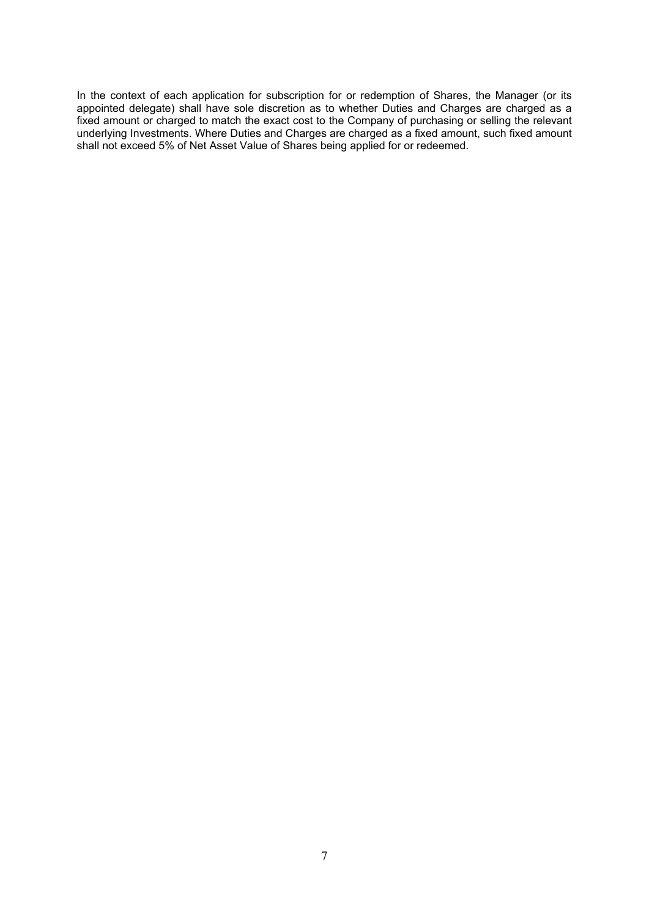In the context of each application for subscription for or redemption of Shares, the Manager (or its appointed delegate) shall have sole discretion as to whether Duties and Charges are charged as a fixed amount or charged to match the exact cost to the Company of purchasing or selling the relevant underlying Investments. Where Duties and Charges are charged as a fixed amount, such fixed amount shall not exceed 5% of Net Asset Value of Shares being applied for or redeemed.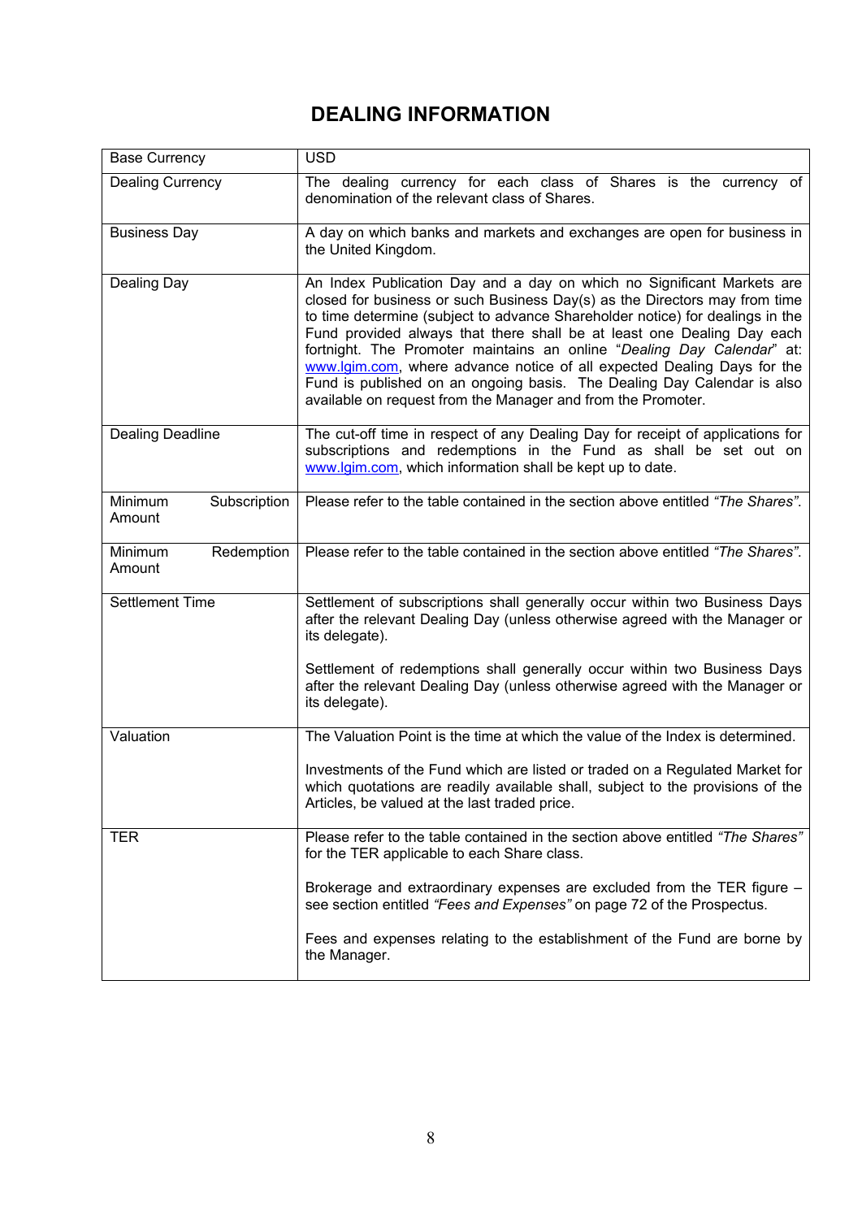## DEALING INFORMATION

| | |
|---|---|
| Base Currency | USD |
| Dealing Currency | The dealing currency for each class of Shares is the currency of denomination of the relevant class of Shares. |
| Business Day | A day on which banks and markets and exchanges are open for business in the United Kingdom. |
| Dealing Day | An Index Publication Day and a day on which no Significant Markets are closed for business or such Business Day(s) as the Directors may from time to time determine (subject to advance Shareholder notice) for dealings in the Fund provided always that there shall be at least one Dealing Day each fortnight. The Promoter maintains an online "*Dealing Day Calendar*" at: www.lgim.com, where advance notice of all expected Dealing Days for the Fund is published on an ongoing basis. The Dealing Day Calendar is also available on request from the Manager and from the Promoter. |
| Dealing Deadline | The cut-off time in respect of any Dealing Day for receipt of applications for subscriptions and redemptions in the Fund as shall be set out on www.lgim.com, which information shall be kept up to date. |
| Minimum Subscription Amount | Please refer to the table contained in the section above entitled *"The Shares"*. |
| Minimum Redemption Amount | Please refer to the table contained in the section above entitled *"The Shares"*. |
| Settlement Time | Settlement of subscriptions shall generally occur within two Business Days after the relevant Dealing Day (unless otherwise agreed with the Manager or its delegate).<br><br>Settlement of redemptions shall generally occur within two Business Days after the relevant Dealing Day (unless otherwise agreed with the Manager or its delegate). |
| Valuation | The Valuation Point is the time at which the value of the Index is determined.<br><br>Investments of the Fund which are listed or traded on a Regulated Market for which quotations are readily available shall, subject to the provisions of the Articles, be valued at the last traded price. |
| TER | Please refer to the table contained in the section above entitled *"The Shares"* for the TER applicable to each Share class.<br><br>Brokerage and extraordinary expenses are excluded from the TER figure – see section entitled *"Fees and Expenses"* on page 72 of the Prospectus.<br><br>Fees and expenses relating to the establishment of the Fund are borne by the Manager. |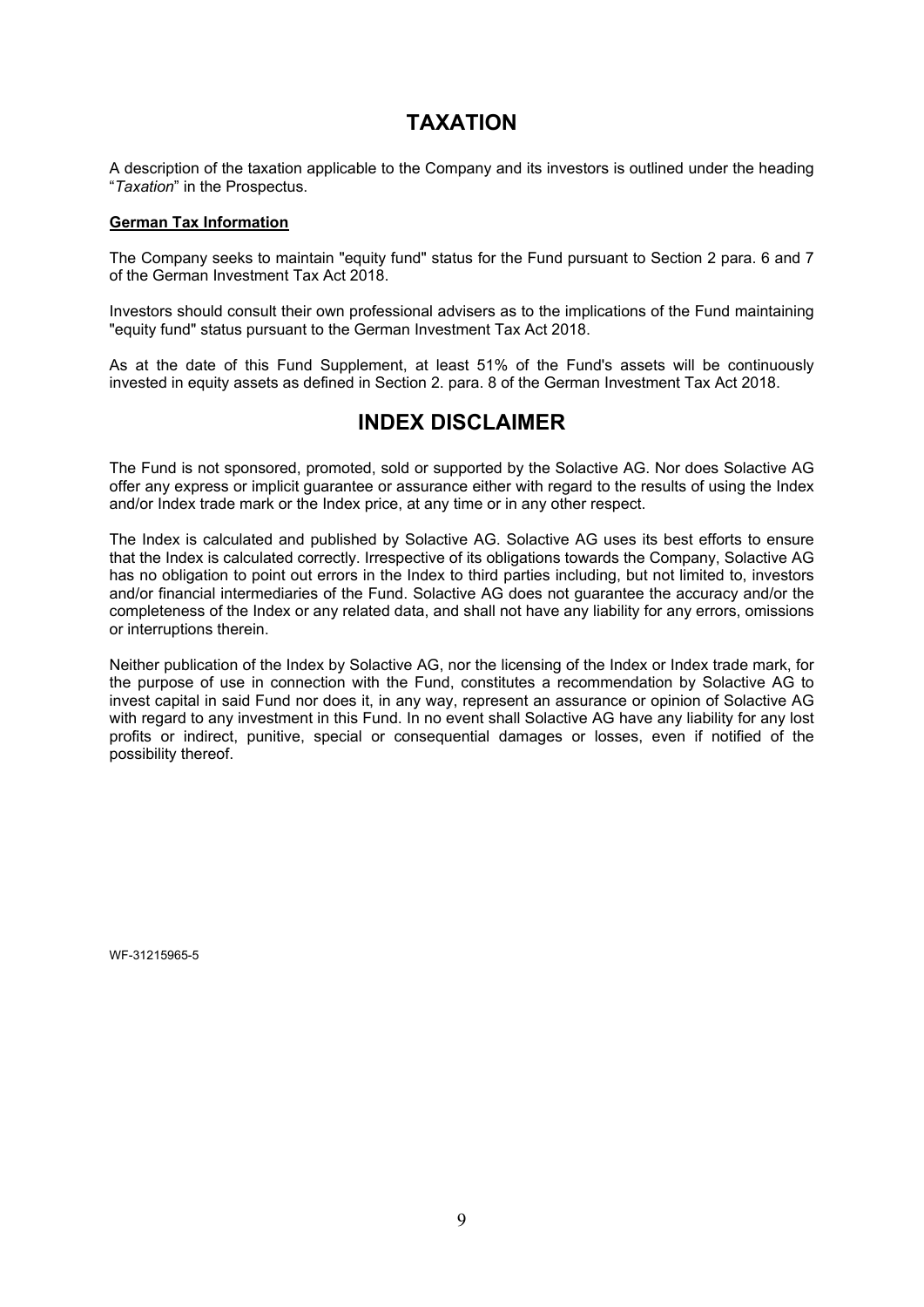# TAXATION

A description of the taxation applicable to the Company and its investors is outlined under the heading "*Taxation*" in the Prospectus.

**German Tax Information**

The Company seeks to maintain "equity fund" status for the Fund pursuant to Section 2 para. 6 and 7 of the German Investment Tax Act 2018.

Investors should consult their own professional advisers as to the implications of the Fund maintaining "equity fund" status pursuant to the German Investment Tax Act 2018.

As at the date of this Fund Supplement, at least 51% of the Fund's assets will be continuously invested in equity assets as defined in Section 2. para. 8 of the German Investment Tax Act 2018.

# INDEX DISCLAIMER

The Fund is not sponsored, promoted, sold or supported by the Solactive AG. Nor does Solactive AG offer any express or implicit guarantee or assurance either with regard to the results of using the Index and/or Index trade mark or the Index price, at any time or in any other respect.

The Index is calculated and published by Solactive AG. Solactive AG uses its best efforts to ensure that the Index is calculated correctly. Irrespective of its obligations towards the Company, Solactive AG has no obligation to point out errors in the Index to third parties including, but not limited to, investors and/or financial intermediaries of the Fund. Solactive AG does not guarantee the accuracy and/or the completeness of the Index or any related data, and shall not have any liability for any errors, omissions or interruptions therein.

Neither publication of the Index by Solactive AG, nor the licensing of the Index or Index trade mark, for the purpose of use in connection with the Fund, constitutes a recommendation by Solactive AG to invest capital in said Fund nor does it, in any way, represent an assurance or opinion of Solactive AG with regard to any investment in this Fund. In no event shall Solactive AG have any liability for any lost profits or indirect, punitive, special or consequential damages or losses, even if notified of the possibility thereof.

WF-31215965-5